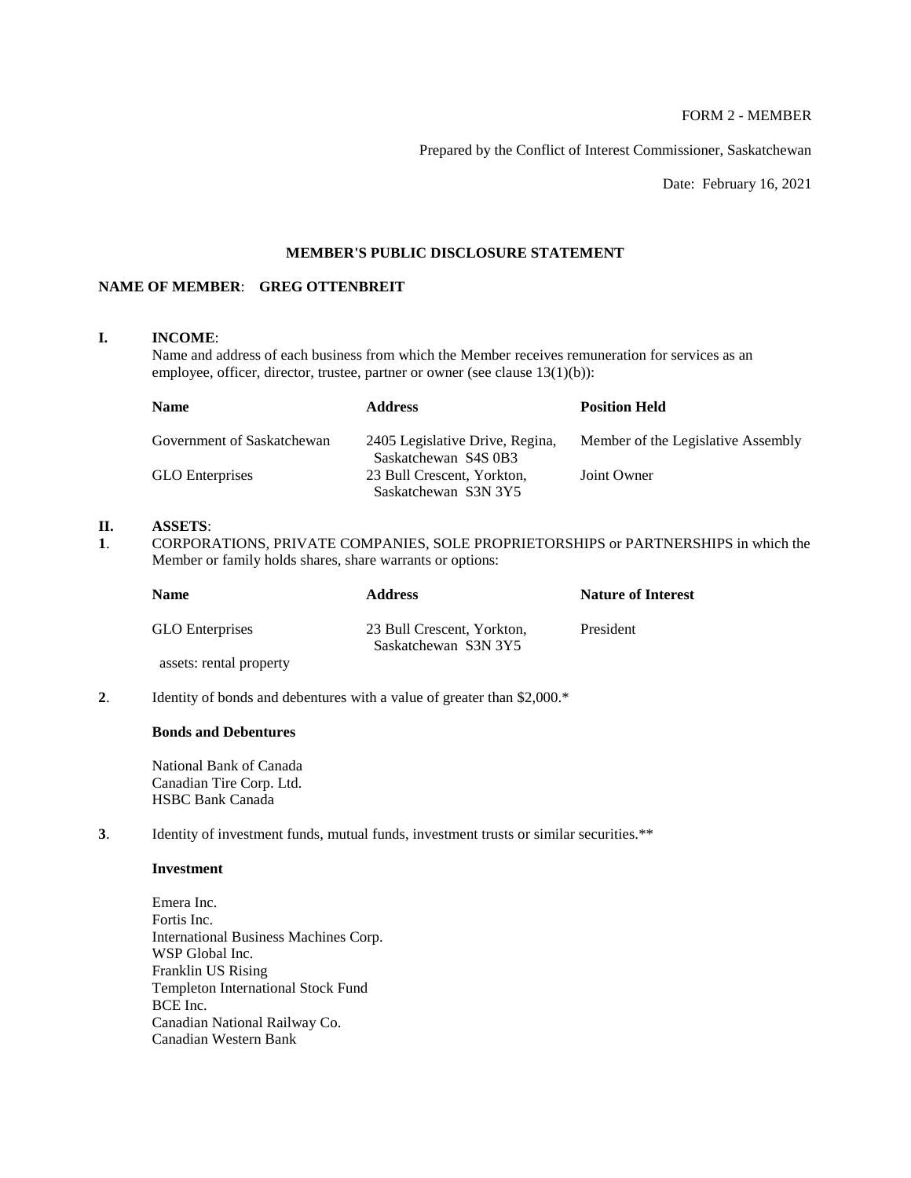FORM 2 - MEMBER

Prepared by the Conflict of Interest Commissioner, Saskatchewan

Date: February 16, 2021

**MEMBER'S PUBLIC DISCLOSURE STATEMENT**

**NAME OF MEMBER**: **GREG OTTENBREIT**

**I. INCOME**:

Name and address of each business from which the Member receives remuneration for services as an employee, officer, director, trustee, partner or owner (see clause 13(1)(b)):

| **Name** | **Address** | **Position Held** |
|---|---|---|
| Government of Saskatchewan | 2405 Legislative Drive, Regina, Saskatchewan S4S 0B3 | Member of the Legislative Assembly |
| GLO Enterprises | 23 Bull Crescent, Yorkton, Saskatchewan S3N 3Y5 | Joint Owner |

**II. ASSETS**:

**1**. CORPORATIONS, PRIVATE COMPANIES, SOLE PROPRIETORSHIPS or PARTNERSHIPS in which the Member or family holds shares, share warrants or options:

| **Name** | **Address** | **Nature of Interest** |
|---|---|---|
| GLO Enterprises | 23 Bull Crescent, Yorkton, Saskatchewan S3N 3Y5 | President |
| assets: rental property | | |

**2**. Identity of bonds and debentures with a value of greater than $2,000.*

**Bonds and Debentures**

National Bank of Canada
Canadian Tire Corp. Ltd.
HSBC Bank Canada

**3**. Identity of investment funds, mutual funds, investment trusts or similar securities.**

**Investment**

Emera Inc.
Fortis Inc.
International Business Machines Corp.
WSP Global Inc.
Franklin US Rising
Templeton International Stock Fund
BCE Inc.
Canadian National Railway Co.
Canadian Western Bank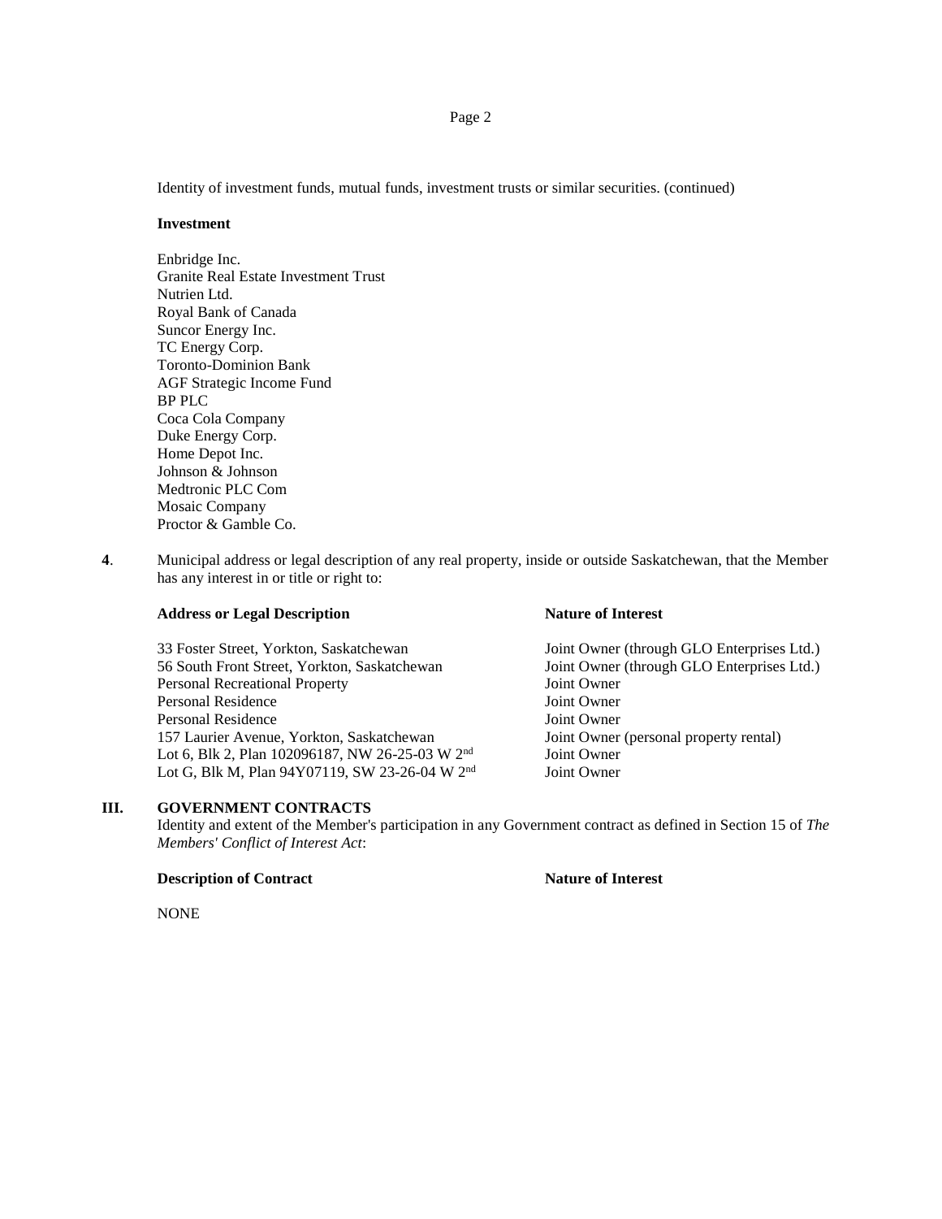Identity of investment funds, mutual funds, investment trusts or similar securities. (continued)

**Investment**

Enbridge Inc.
Granite Real Estate Investment Trust
Nutrien Ltd.
Royal Bank of Canada
Suncor Energy Inc.
TC Energy Corp.
Toronto-Dominion Bank
AGF Strategic Income Fund
BP PLC
Coca Cola Company
Duke Energy Corp.
Home Depot Inc.
Johnson & Johnson
Medtronic PLC Com
Mosaic Company
Proctor & Gamble Co.

**4**. Municipal address or legal description of any real property, inside or outside Saskatchewan, that the Member has any interest in or title or right to:

| **Address or Legal Description** | **Nature of Interest** |
|---|---|
| 33 Foster Street, Yorkton, Saskatchewan | Joint Owner (through GLO Enterprises Ltd.) |
| 56 South Front Street, Yorkton, Saskatchewan | Joint Owner (through GLO Enterprises Ltd.) |
| Personal Recreational Property | Joint Owner |
| Personal Residence | Joint Owner |
| Personal Residence | Joint Owner |
| 157 Laurier Avenue, Yorkton, Saskatchewan | Joint Owner (personal property rental) |
| Lot 6, Blk 2, Plan 102096187, NW 26-25-03 W 2nd | Joint Owner |
| Lot G, Blk M, Plan 94Y07119, SW 23-26-04 W 2nd | Joint Owner |

## III. GOVERNMENT CONTRACTS

Identity and extent of the Member's participation in any Government contract as defined in Section 15 of *The Members' Conflict of Interest Act*:

| **Description of Contract** | **Nature of Interest** |
|---|---|
| NONE | |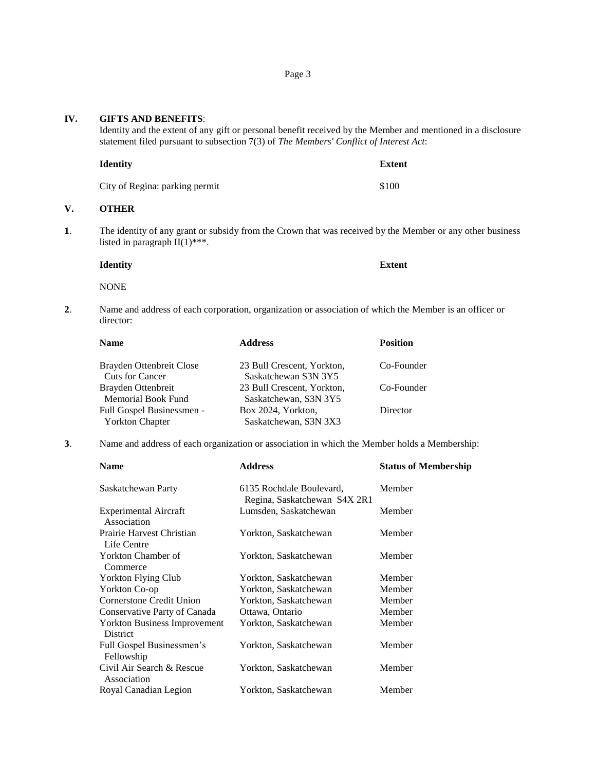## IV. GIFTS AND BENEFITS:

Identity and the extent of any gift or personal benefit received by the Member and mentioned in a disclosure statement filed pursuant to subsection 7(3) of *The Members' Conflict of Interest Act*:

| Identity | Extent |
|---|---|
| City of Regina: parking permit | $100 |

## V. OTHER

**1**. The identity of any grant or subsidy from the Crown that was received by the Member or any other business listed in paragraph II(1)***.

| Identity | Extent |
|---|---|
| NONE | |

**2**. Name and address of each corporation, organization or association of which the Member is an officer or director:

| Name | Address | Position |
|---|---|---|
| Brayden Ottenbreit Close Cuts for Cancer | 23 Bull Crescent, Yorkton, Saskatchewan S3N 3Y5 | Co-Founder |
| Brayden Ottenbreit Memorial Book Fund | 23 Bull Crescent, Yorkton, Saskatchewan, S3N 3Y5 | Co-Founder |
| Full Gospel Businessmen - Yorkton Chapter | Box 2024, Yorkton, Saskatchewan, S3N 3X3 | Director |

**3**. Name and address of each organization or association in which the Member holds a Membership:

| Name | Address | Status of Membership |
|---|---|---|
| Saskatchewan Party | 6135 Rochdale Boulevard, Regina, Saskatchewan S4X 2R1 | Member |
| Experimental Aircraft Association | Lumsden, Saskatchewan | Member |
| Prairie Harvest Christian Life Centre | Yorkton, Saskatchewan | Member |
| Yorkton Chamber of Commerce | Yorkton, Saskatchewan | Member |
| Yorkton Flying Club | Yorkton, Saskatchewan | Member |
| Yorkton Co-op | Yorkton, Saskatchewan | Member |
| Cornerstone Credit Union | Yorkton, Saskatchewan | Member |
| Conservative Party of Canada | Ottawa, Ontario | Member |
| Yorkton Business Improvement District | Yorkton, Saskatchewan | Member |
| Full Gospel Businessmen's Fellowship | Yorkton, Saskatchewan | Member |
| Civil Air Search & Rescue Association | Yorkton, Saskatchewan | Member |
| Royal Canadian Legion | Yorkton, Saskatchewan | Member |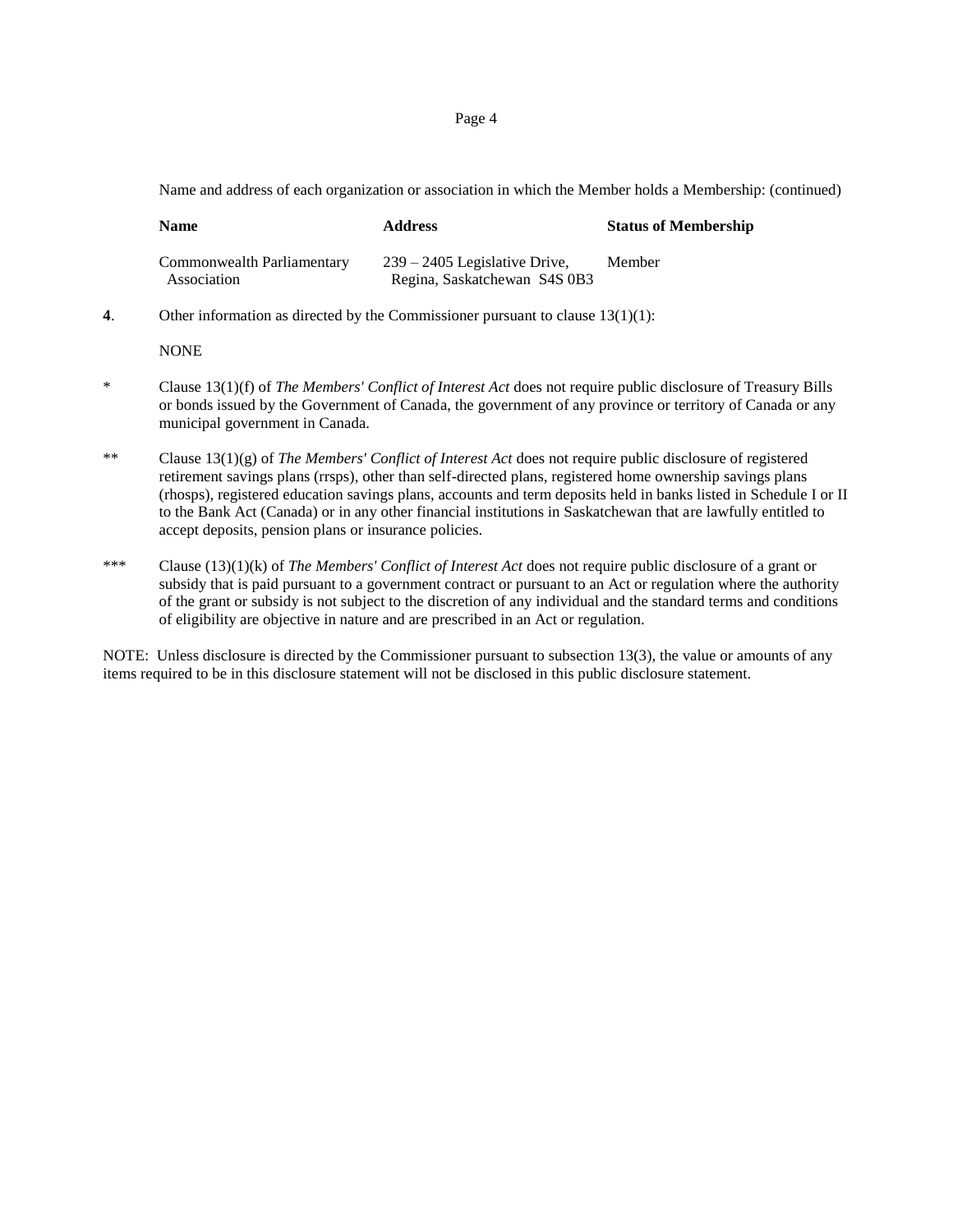Name and address of each organization or association in which the Member holds a Membership: (continued)

| Name | Address | Status of Membership |
|---|---|---|
| Commonwealth Parliamentary Association | 239 – 2405 Legislative Drive, Regina, Saskatchewan S4S 0B3 | Member |

**4**. Other information as directed by the Commissioner pursuant to clause 13(1)(1):

NONE

\* Clause 13(1)(f) of *The Members' Conflict of Interest Act* does not require public disclosure of Treasury Bills or bonds issued by the Government of Canada, the government of any province or territory of Canada or any municipal government in Canada.

\** Clause 13(1)(g) of *The Members' Conflict of Interest Act* does not require public disclosure of registered retirement savings plans (rrsps), other than self-directed plans, registered home ownership savings plans (rhosps), registered education savings plans, accounts and term deposits held in banks listed in Schedule I or II to the Bank Act (Canada) or in any other financial institutions in Saskatchewan that are lawfully entitled to accept deposits, pension plans or insurance policies.

\*** Clause (13)(1)(k) of *The Members' Conflict of Interest Act* does not require public disclosure of a grant or subsidy that is paid pursuant to a government contract or pursuant to an Act or regulation where the authority of the grant or subsidy is not subject to the discretion of any individual and the standard terms and conditions of eligibility are objective in nature and are prescribed in an Act or regulation.

NOTE: Unless disclosure is directed by the Commissioner pursuant to subsection 13(3), the value or amounts of any items required to be in this disclosure statement will not be disclosed in this public disclosure statement.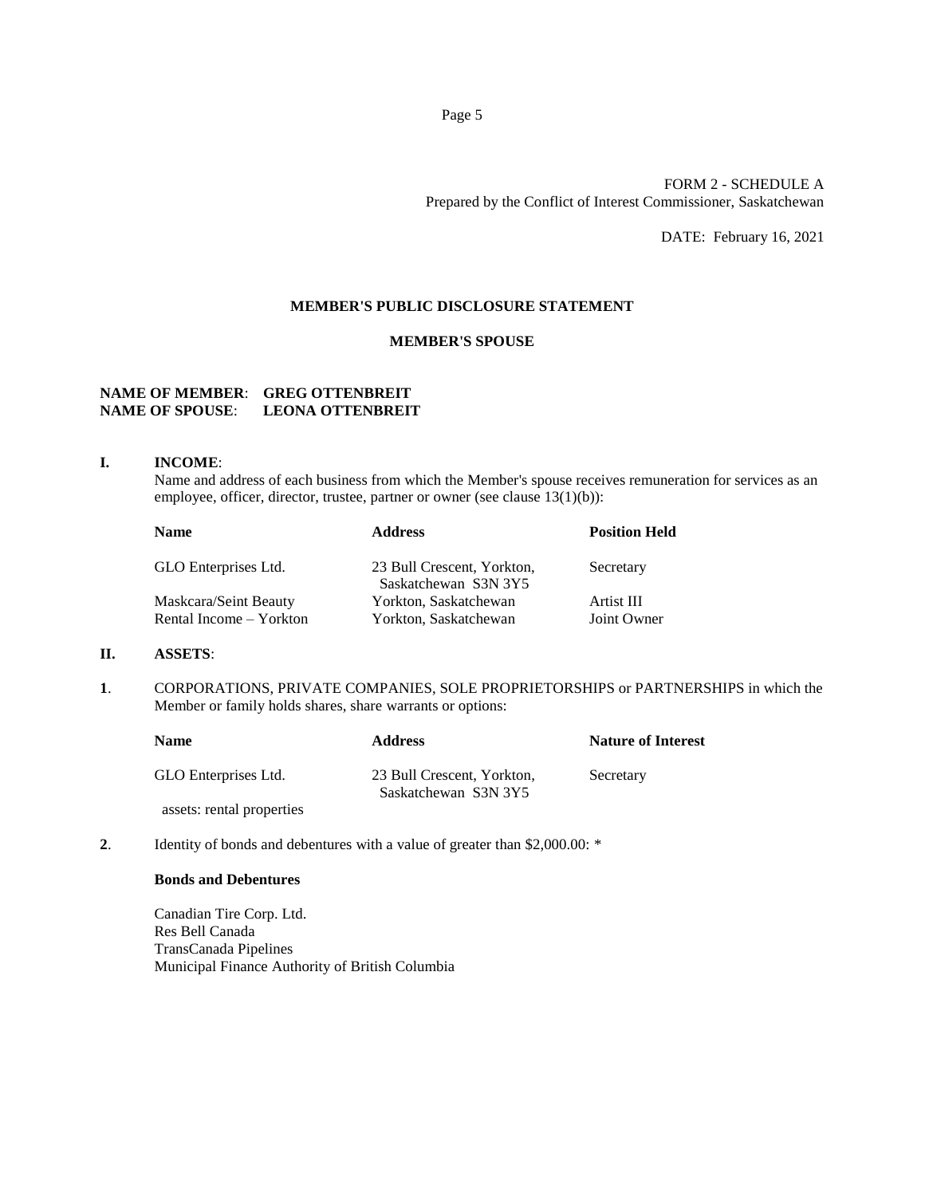FORM 2 - SCHEDULE A
Prepared by the Conflict of Interest Commissioner, Saskatchewan

DATE: February 16, 2021

## MEMBER'S PUBLIC DISCLOSURE STATEMENT

### MEMBER'S SPOUSE

**NAME OF MEMBER**: **GREG OTTENBREIT**
**NAME OF SPOUSE**: **LEONA OTTENBREIT**

**I. INCOME**:

Name and address of each business from which the Member's spouse receives remuneration for services as an employee, officer, director, trustee, partner or owner (see clause 13(1)(b)):

| Name | Address | Position Held |
|---|---|---|
| GLO Enterprises Ltd. | 23 Bull Crescent, Yorkton, Saskatchewan S3N 3Y5 | Secretary |
| Maskcara/Seint Beauty | Yorkton, Saskatchewan | Artist III |
| Rental Income – Yorkton | Yorkton, Saskatchewan | Joint Owner |

**II. ASSETS**:

**1**. CORPORATIONS, PRIVATE COMPANIES, SOLE PROPRIETORSHIPS or PARTNERSHIPS in which the Member or family holds shares, share warrants or options:

| Name | Address | Nature of Interest |
|---|---|---|
| GLO Enterprises Ltd. | 23 Bull Crescent, Yorkton, Saskatchewan S3N 3Y5 | Secretary |
| assets: rental properties | | |

**2**. Identity of bonds and debentures with a value of greater than $2,000.00: *

**Bonds and Debentures**

Canadian Tire Corp. Ltd.
Res Bell Canada
TransCanada Pipelines
Municipal Finance Authority of British Columbia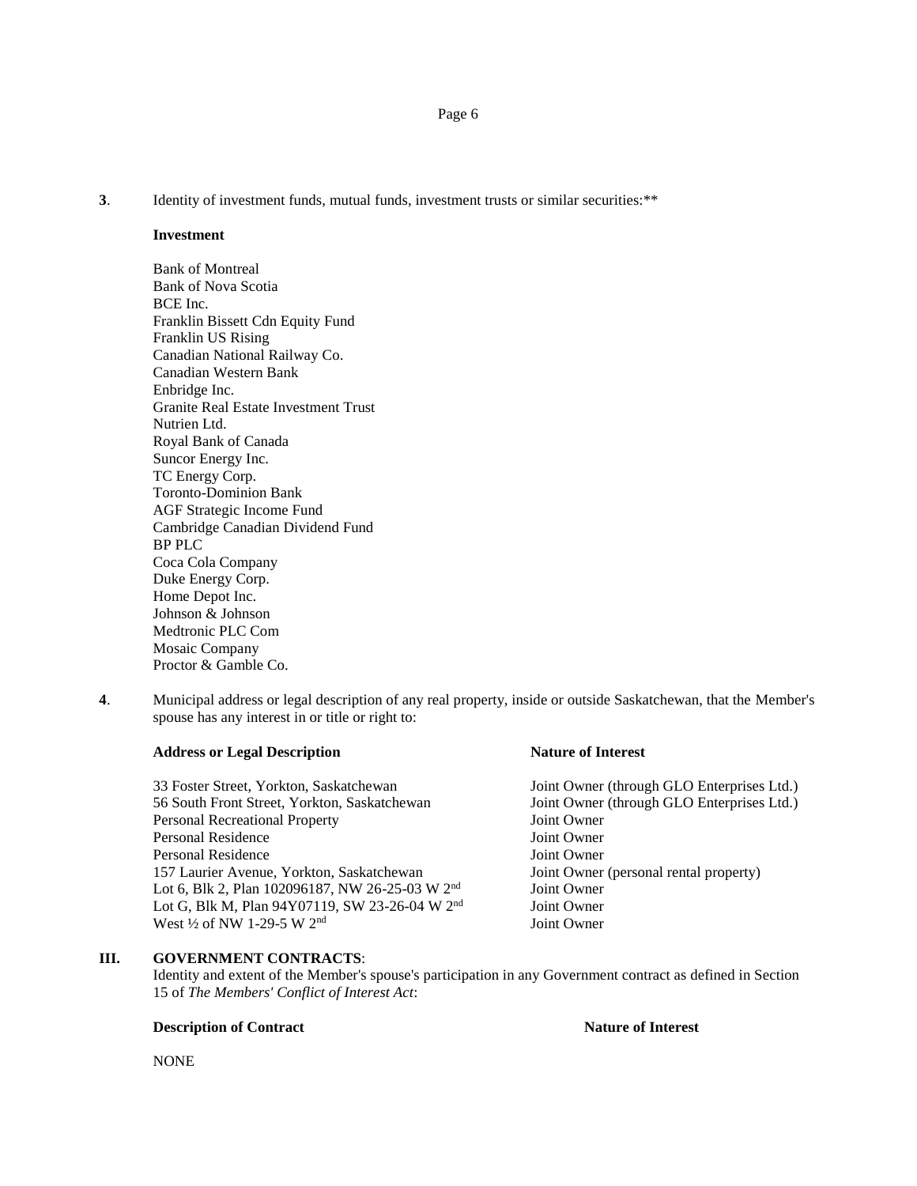**3**. Identity of investment funds, mutual funds, investment trusts or similar securities:**

**Investment**

Bank of Montreal
Bank of Nova Scotia
BCE Inc.
Franklin Bissett Cdn Equity Fund
Franklin US Rising
Canadian National Railway Co.
Canadian Western Bank
Enbridge Inc.
Granite Real Estate Investment Trust
Nutrien Ltd.
Royal Bank of Canada
Suncor Energy Inc.
TC Energy Corp.
Toronto-Dominion Bank
AGF Strategic Income Fund
Cambridge Canadian Dividend Fund
BP PLC
Coca Cola Company
Duke Energy Corp.
Home Depot Inc.
Johnson & Johnson
Medtronic PLC Com
Mosaic Company
Proctor & Gamble Co.

**4**. Municipal address or legal description of any real property, inside or outside Saskatchewan, that the Member's spouse has any interest in or title or right to:

| Address or Legal Description | Nature of Interest |
|---|---|
| 33 Foster Street, Yorkton, Saskatchewan | Joint Owner (through GLO Enterprises Ltd.) |
| 56 South Front Street, Yorkton, Saskatchewan | Joint Owner (through GLO Enterprises Ltd.) |
| Personal Recreational Property | Joint Owner |
| Personal Residence | Joint Owner |
| Personal Residence | Joint Owner |
| 157 Laurier Avenue, Yorkton, Saskatchewan | Joint Owner (personal rental property) |
| Lot 6, Blk 2, Plan 102096187, NW 26-25-03 W 2nd | Joint Owner |
| Lot G, Blk M, Plan 94Y07119, SW 23-26-04 W 2nd | Joint Owner |
| West ½ of NW 1-29-5 W 2nd | Joint Owner |

## III. GOVERNMENT CONTRACTS:

Identity and extent of the Member's spouse's participation in any Government contract as defined in Section 15 of *The Members' Conflict of Interest Act*:

| Description of Contract | Nature of Interest |
|---|---|
| NONE | |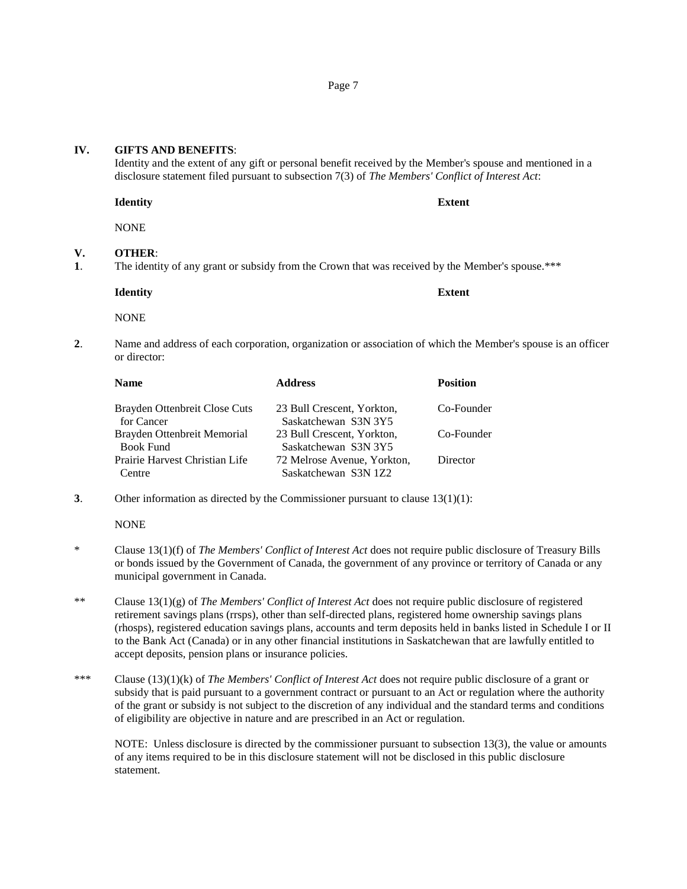## IV. GIFTS AND BENEFITS:

Identity and the extent of any gift or personal benefit received by the Member's spouse and mentioned in a disclosure statement filed pursuant to subsection 7(3) of *The Members' Conflict of Interest Act*:

| Identity | Extent |
|---|---|
| NONE | |

## V. OTHER:

**1**. The identity of any grant or subsidy from the Crown that was received by the Member's spouse.***

| Identity | Extent |
|---|---|
| NONE | |

**2**. Name and address of each corporation, organization or association of which the Member's spouse is an officer or director:

| Name | Address | Position |
|---|---|---|
| Brayden Ottenbreit Close Cuts for Cancer | 23 Bull Crescent, Yorkton, Saskatchewan S3N 3Y5 | Co-Founder |
| Brayden Ottenbreit Memorial Book Fund | 23 Bull Crescent, Yorkton, Saskatchewan S3N 3Y5 | Co-Founder |
| Prairie Harvest Christian Life Centre | 72 Melrose Avenue, Yorkton, Saskatchewan S3N 1Z2 | Director |

**3**. Other information as directed by the Commissioner pursuant to clause 13(1)(l):

NONE

\* Clause 13(1)(f) of *The Members' Conflict of Interest Act* does not require public disclosure of Treasury Bills or bonds issued by the Government of Canada, the government of any province or territory of Canada or any municipal government in Canada.

\** Clause 13(1)(g) of *The Members' Conflict of Interest Act* does not require public disclosure of registered retirement savings plans (rrsps), other than self-directed plans, registered home ownership savings plans (rhosps), registered education savings plans, accounts and term deposits held in banks listed in Schedule I or II to the Bank Act (Canada) or in any other financial institutions in Saskatchewan that are lawfully entitled to accept deposits, pension plans or insurance policies.

\*** Clause (13)(1)(k) of *The Members' Conflict of Interest Act* does not require public disclosure of a grant or subsidy that is paid pursuant to a government contract or pursuant to an Act or regulation where the authority of the grant or subsidy is not subject to the discretion of any individual and the standard terms and conditions of eligibility are objective in nature and are prescribed in an Act or regulation.

NOTE: Unless disclosure is directed by the commissioner pursuant to subsection 13(3), the value or amounts of any items required to be in this disclosure statement will not be disclosed in this public disclosure statement.